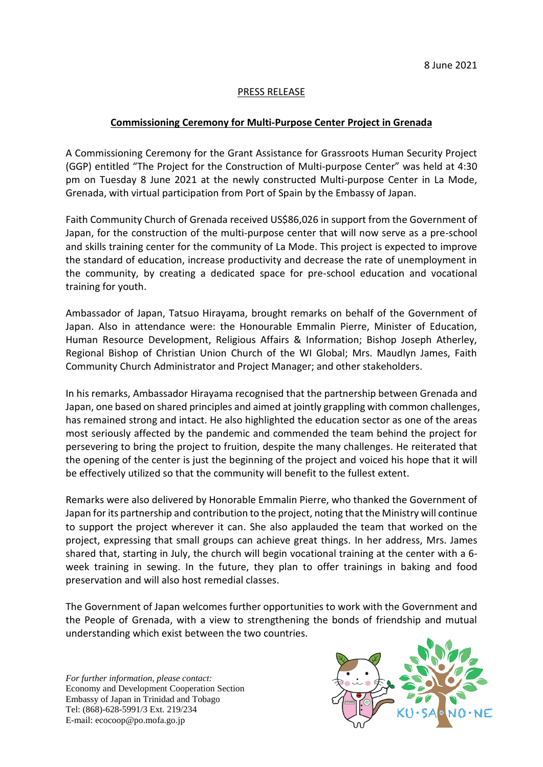8 June 2021

PRESS RELEASE

## Commissioning Ceremony for Multi-Purpose Center Project in Grenada

A Commissioning Ceremony for the Grant Assistance for Grassroots Human Security Project (GGP) entitled "The Project for the Construction of Multi-purpose Center" was held at 4:30 pm on Tuesday 8 June 2021 at the newly constructed Multi-purpose Center in La Mode, Grenada, with virtual participation from Port of Spain by the Embassy of Japan.

Faith Community Church of Grenada received US$86,026 in support from the Government of Japan, for the construction of the multi-purpose center that will now serve as a pre-school and skills training center for the community of La Mode. This project is expected to improve the standard of education, increase productivity and decrease the rate of unemployment in the community, by creating a dedicated space for pre-school education and vocational training for youth.

Ambassador of Japan, Tatsuo Hirayama, brought remarks on behalf of the Government of Japan. Also in attendance were: the Honourable Emmalin Pierre, Minister of Education, Human Resource Development, Religious Affairs & Information; Bishop Joseph Atherley, Regional Bishop of Christian Union Church of the WI Global; Mrs. Maudlyn James, Faith Community Church Administrator and Project Manager; and other stakeholders.

In his remarks, Ambassador Hirayama recognised that the partnership between Grenada and Japan, one based on shared principles and aimed at jointly grappling with common challenges, has remained strong and intact. He also highlighted the education sector as one of the areas most seriously affected by the pandemic and commended the team behind the project for persevering to bring the project to fruition, despite the many challenges. He reiterated that the opening of the center is just the beginning of the project and voiced his hope that it will be effectively utilized so that the community will benefit to the fullest extent.

Remarks were also delivered by Honorable Emmalin Pierre, who thanked the Government of Japan for its partnership and contribution to the project, noting that the Ministry will continue to support the project wherever it can. She also applauded the team that worked on the project, expressing that small groups can achieve great things. In her address, Mrs. James shared that, starting in July, the church will begin vocational training at the center with a 6-week training in sewing. In the future, they plan to offer trainings in baking and food preservation and will also host remedial classes.

The Government of Japan welcomes further opportunities to work with the Government and the People of Grenada, with a view to strengthening the bonds of friendship and mutual understanding which exist between the two countries.

*For further information, please contact:*
Economy and Development Cooperation Section
Embassy of Japan in Trinidad and Tobago
Tel: (868)-628-5991/3 Ext. 219/234
E-mail: ecocoop@po.mofa.go.jp

KU・SA・NO・NE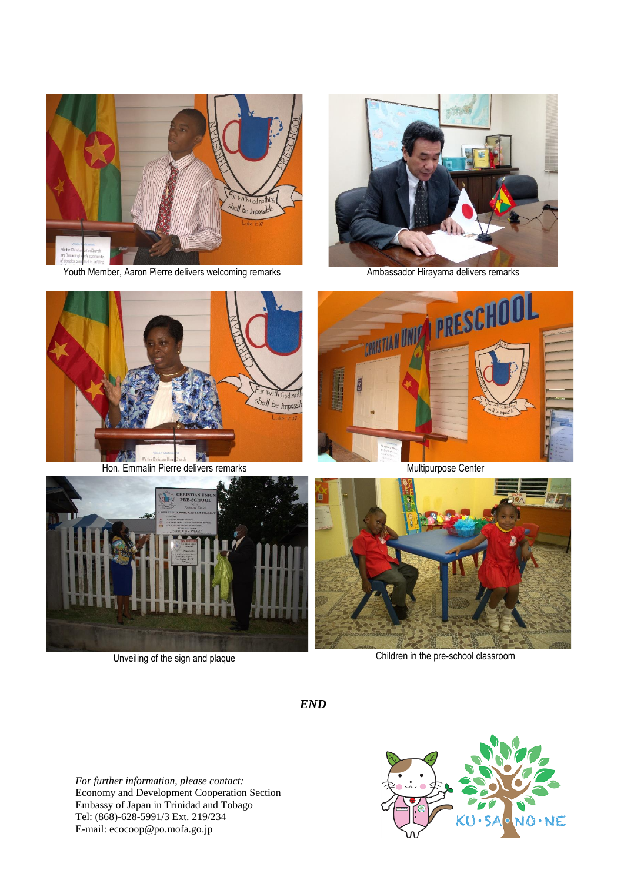Youth Member, Aaron Pierre delivers welcoming remarks

Ambassador Hirayama delivers remarks

Hon. Emmalin Pierre delivers remarks

Multipurpose Center

Unveiling of the sign and plaque

Children in the pre-school classroom

***END***

*For further information, please contact:*
Economy and Development Cooperation Section
Embassy of Japan in Trinidad and Tobago
Tel: (868)-628-5991/3 Ext. 219/234
E-mail: ecocoop@po.mofa.go.jp